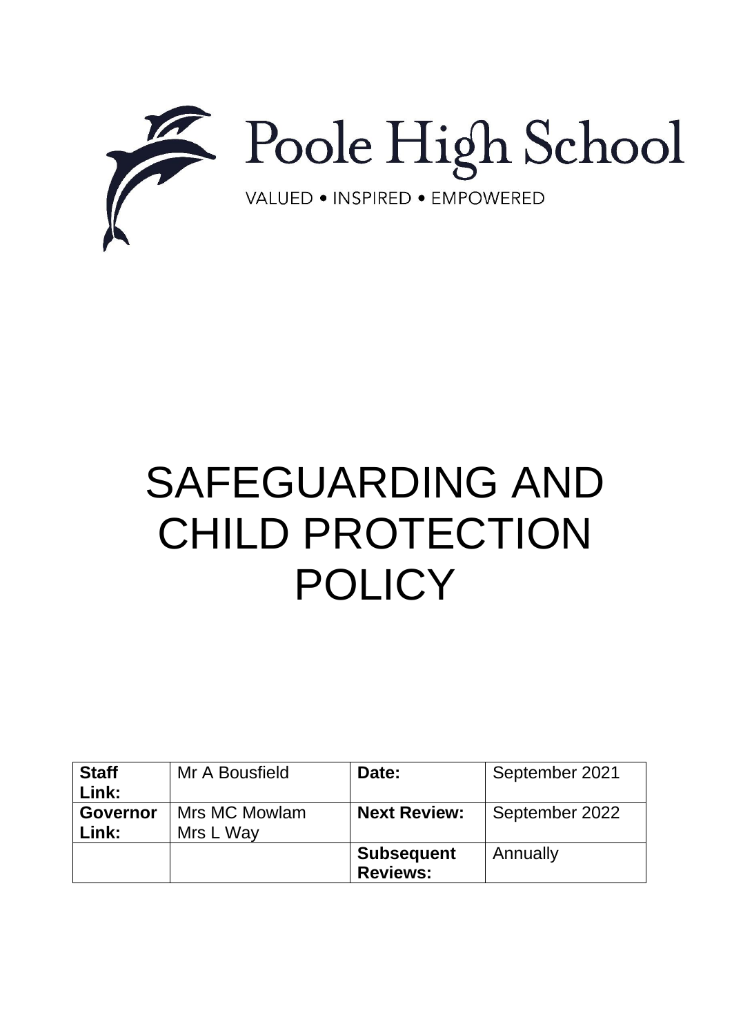Poole High School

VALUED • INSPIRED • EMPOWERED

# SAFEGUARDING AND CHILD PROTECTION POLICY

| **Staff Link:** | Mr A Bousfield | **Date:** | September 2021 |
|---|---|---|---|
| **Governor Link:** | Mrs MC Mowlam<br>Mrs L Way | **Next Review:** | September 2022 |
| | | **Subsequent Reviews:** | Annually |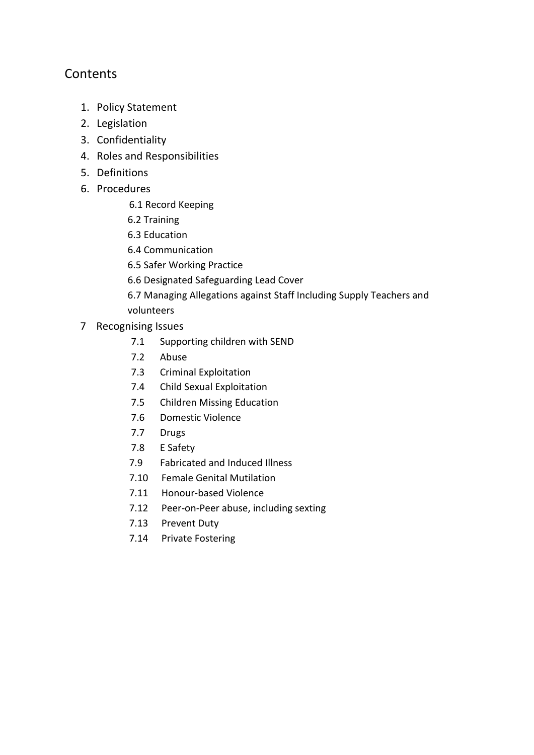## Contents

1. Policy Statement
2. Legislation
3. Confidentiality
4. Roles and Responsibilities
5. Definitions
6. Procedures
   - 6.1 Record Keeping
   - 6.2 Training
   - 6.3 Education
   - 6.4 Communication
   - 6.5 Safer Working Practice
   - 6.6 Designated Safeguarding Lead Cover
   - 6.7 Managing Allegations against Staff Including Supply Teachers and volunteers
7. Recognising Issues
   - 7.1 Supporting children with SEND
   - 7.2 Abuse
   - 7.3 Criminal Exploitation
   - 7.4 Child Sexual Exploitation
   - 7.5 Children Missing Education
   - 7.6 Domestic Violence
   - 7.7 Drugs
   - 7.8 E Safety
   - 7.9 Fabricated and Induced Illness
   - 7.10 Female Genital Mutilation
   - 7.11 Honour-based Violence
   - 7.12 Peer-on-Peer abuse, including sexting
   - 7.13 Prevent Duty
   - 7.14 Private Fostering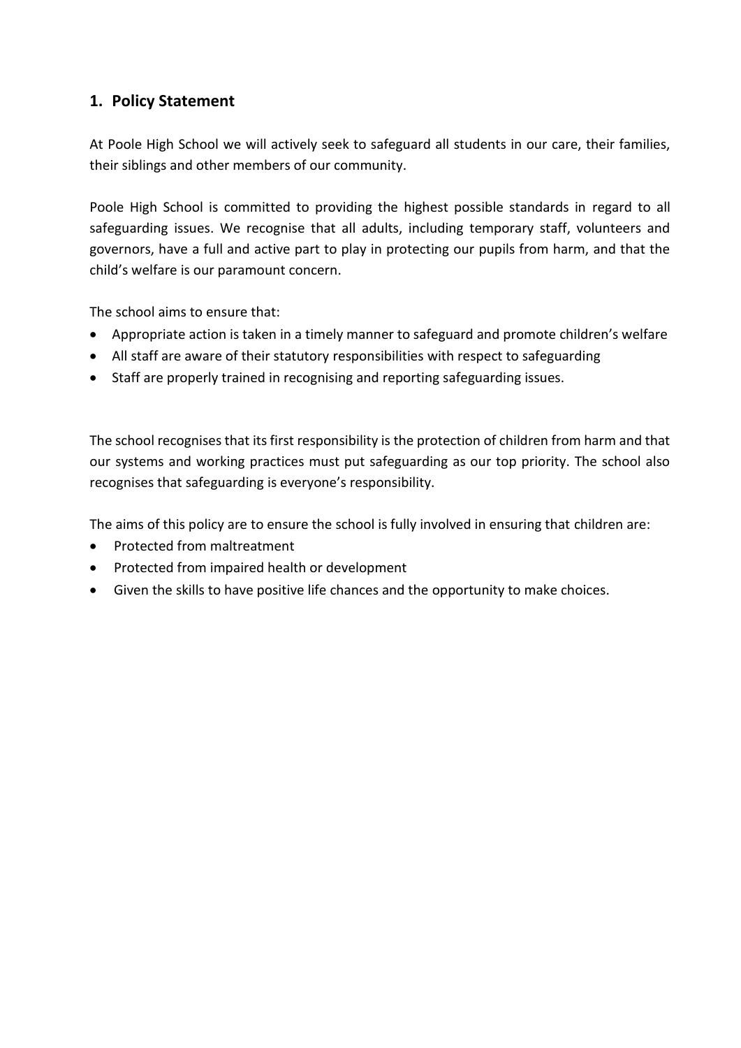## 1. Policy Statement

At Poole High School we will actively seek to safeguard all students in our care, their families, their siblings and other members of our community.

Poole High School is committed to providing the highest possible standards in regard to all safeguarding issues. We recognise that all adults, including temporary staff, volunteers and governors, have a full and active part to play in protecting our pupils from harm, and that the child's welfare is our paramount concern.

The school aims to ensure that:

- Appropriate action is taken in a timely manner to safeguard and promote children's welfare
- All staff are aware of their statutory responsibilities with respect to safeguarding
- Staff are properly trained in recognising and reporting safeguarding issues.

The school recognises that its first responsibility is the protection of children from harm and that our systems and working practices must put safeguarding as our top priority. The school also recognises that safeguarding is everyone's responsibility.

The aims of this policy are to ensure the school is fully involved in ensuring that children are:

- Protected from maltreatment
- Protected from impaired health or development
- Given the skills to have positive life chances and the opportunity to make choices.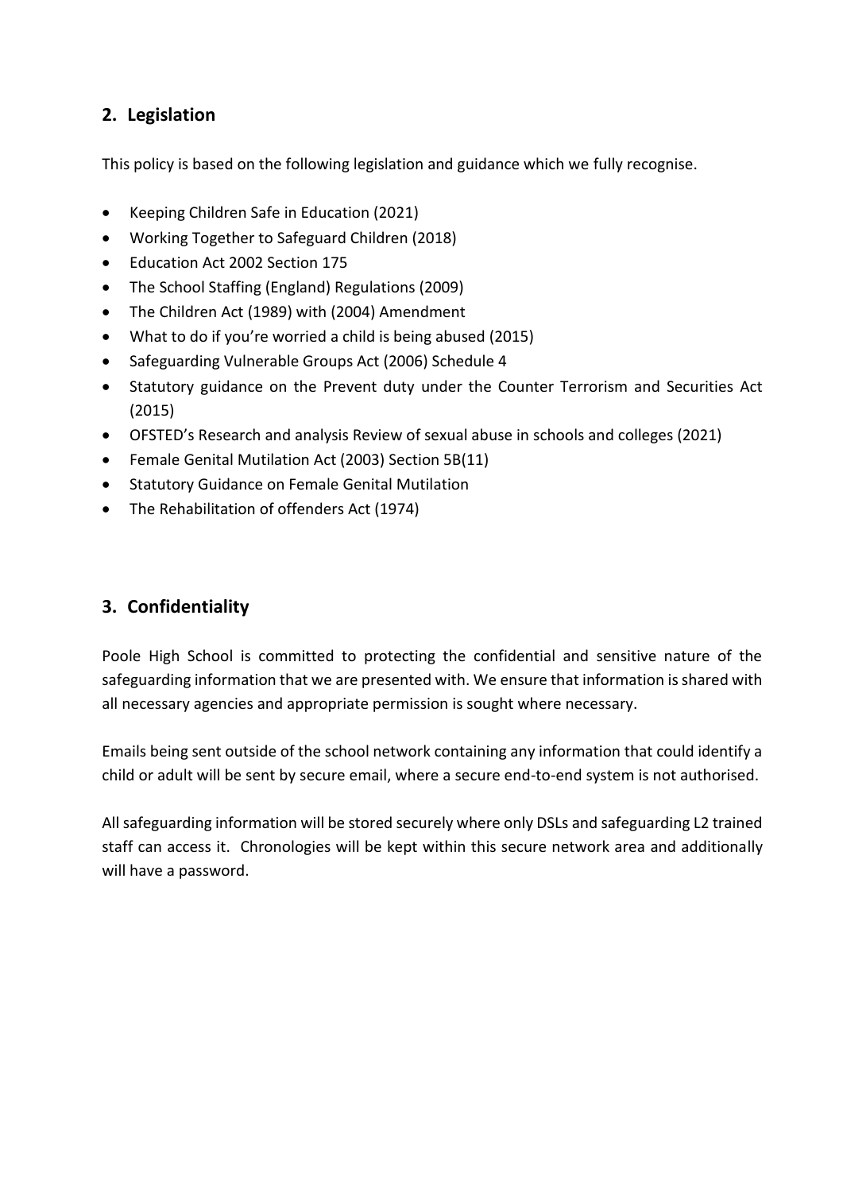## 2. Legislation

This policy is based on the following legislation and guidance which we fully recognise.

- Keeping Children Safe in Education (2021)
- Working Together to Safeguard Children (2018)
- Education Act 2002 Section 175
- The School Staffing (England) Regulations (2009)
- The Children Act (1989) with (2004) Amendment
- What to do if you're worried a child is being abused (2015)
- Safeguarding Vulnerable Groups Act (2006) Schedule 4
- Statutory guidance on the Prevent duty under the Counter Terrorism and Securities Act (2015)
- OFSTED's Research and analysis Review of sexual abuse in schools and colleges (2021)
- Female Genital Mutilation Act (2003) Section 5B(11)
- Statutory Guidance on Female Genital Mutilation
- The Rehabilitation of offenders Act (1974)

## 3. Confidentiality

Poole High School is committed to protecting the confidential and sensitive nature of the safeguarding information that we are presented with. We ensure that information is shared with all necessary agencies and appropriate permission is sought where necessary.

Emails being sent outside of the school network containing any information that could identify a child or adult will be sent by secure email, where a secure end-to-end system is not authorised.

All safeguarding information will be stored securely where only DSLs and safeguarding L2 trained staff can access it. Chronologies will be kept within this secure network area and additionally will have a password.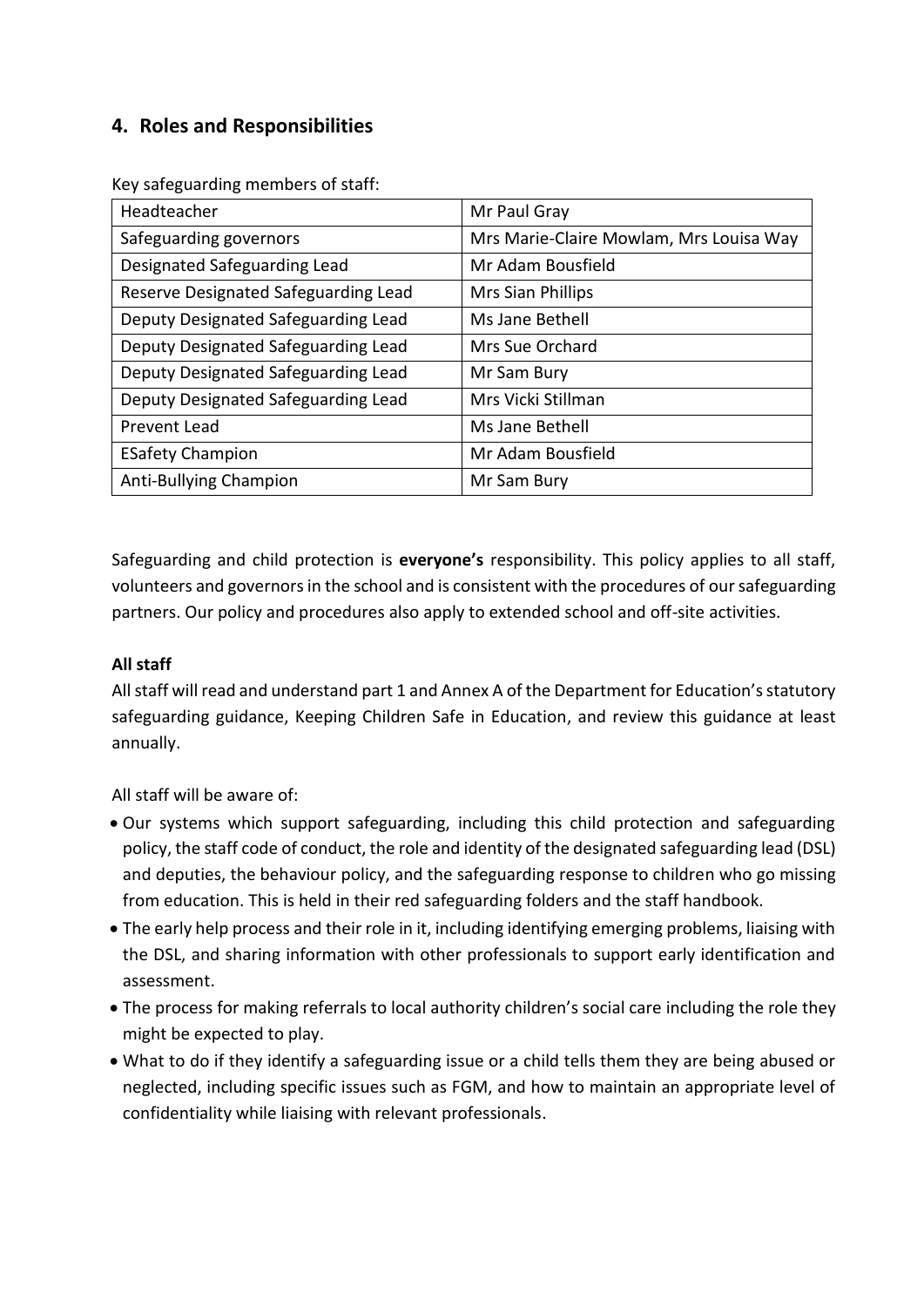## 4. Roles and Responsibilities

Key safeguarding members of staff:

| | |
|---|---|
| Headteacher | Mr Paul Gray |
| Safeguarding governors | Mrs Marie-Claire Mowlam, Mrs Louisa Way |
| Designated Safeguarding Lead | Mr Adam Bousfield |
| Reserve Designated Safeguarding Lead | Mrs Sian Phillips |
| Deputy Designated Safeguarding Lead | Ms Jane Bethell |
| Deputy Designated Safeguarding Lead | Mrs Sue Orchard |
| Deputy Designated Safeguarding Lead | Mr Sam Bury |
| Deputy Designated Safeguarding Lead | Mrs Vicki Stillman |
| Prevent Lead | Ms Jane Bethell |
| ESafety Champion | Mr Adam Bousfield |
| Anti-Bullying Champion | Mr Sam Bury |

Safeguarding and child protection is **everyone's** responsibility. This policy applies to all staff, volunteers and governors in the school and is consistent with the procedures of our safeguarding partners. Our policy and procedures also apply to extended school and off-site activities.

**All staff**

All staff will read and understand part 1 and Annex A of the Department for Education's statutory safeguarding guidance, Keeping Children Safe in Education, and review this guidance at least annually.

All staff will be aware of:

- Our systems which support safeguarding, including this child protection and safeguarding policy, the staff code of conduct, the role and identity of the designated safeguarding lead (DSL) and deputies, the behaviour policy, and the safeguarding response to children who go missing from education. This is held in their red safeguarding folders and the staff handbook.
- The early help process and their role in it, including identifying emerging problems, liaising with the DSL, and sharing information with other professionals to support early identification and assessment.
- The process for making referrals to local authority children's social care including the role they might be expected to play.
- What to do if they identify a safeguarding issue or a child tells them they are being abused or neglected, including specific issues such as FGM, and how to maintain an appropriate level of confidentiality while liaising with relevant professionals.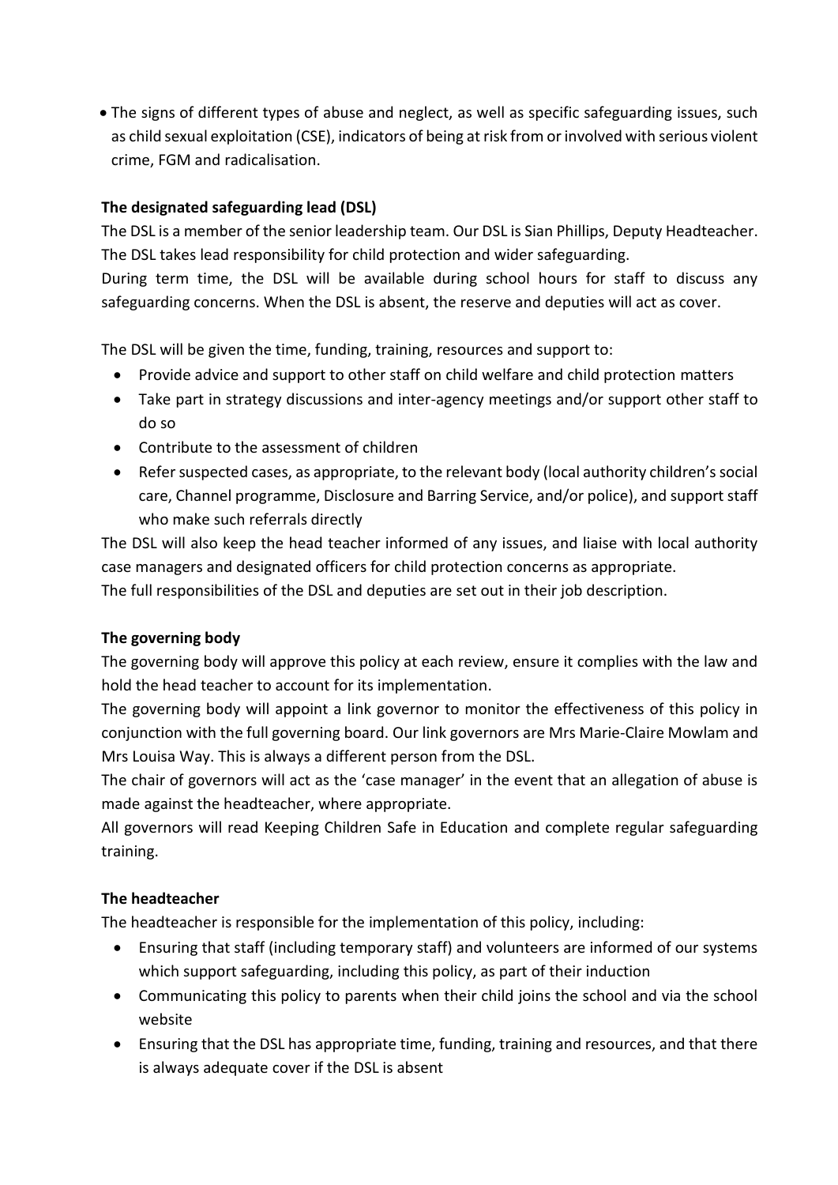- The signs of different types of abuse and neglect, as well as specific safeguarding issues, such as child sexual exploitation (CSE), indicators of being at risk from or involved with serious violent crime, FGM and radicalisation.

**The designated safeguarding lead (DSL)**

The DSL is a member of the senior leadership team. Our DSL is Sian Phillips, Deputy Headteacher. The DSL takes lead responsibility for child protection and wider safeguarding.

During term time, the DSL will be available during school hours for staff to discuss any safeguarding concerns. When the DSL is absent, the reserve and deputies will act as cover.

The DSL will be given the time, funding, training, resources and support to:

- Provide advice and support to other staff on child welfare and child protection matters
- Take part in strategy discussions and inter-agency meetings and/or support other staff to do so
- Contribute to the assessment of children
- Refer suspected cases, as appropriate, to the relevant body (local authority children's social care, Channel programme, Disclosure and Barring Service, and/or police), and support staff who make such referrals directly

The DSL will also keep the head teacher informed of any issues, and liaise with local authority case managers and designated officers for child protection concerns as appropriate.

The full responsibilities of the DSL and deputies are set out in their job description.

**The governing body**

The governing body will approve this policy at each review, ensure it complies with the law and hold the head teacher to account for its implementation.

The governing body will appoint a link governor to monitor the effectiveness of this policy in conjunction with the full governing board. Our link governors are Mrs Marie-Claire Mowlam and Mrs Louisa Way. This is always a different person from the DSL.

The chair of governors will act as the 'case manager' in the event that an allegation of abuse is made against the headteacher, where appropriate.

All governors will read Keeping Children Safe in Education and complete regular safeguarding training.

**The headteacher**

The headteacher is responsible for the implementation of this policy, including:

- Ensuring that staff (including temporary staff) and volunteers are informed of our systems which support safeguarding, including this policy, as part of their induction
- Communicating this policy to parents when their child joins the school and via the school website
- Ensuring that the DSL has appropriate time, funding, training and resources, and that there is always adequate cover if the DSL is absent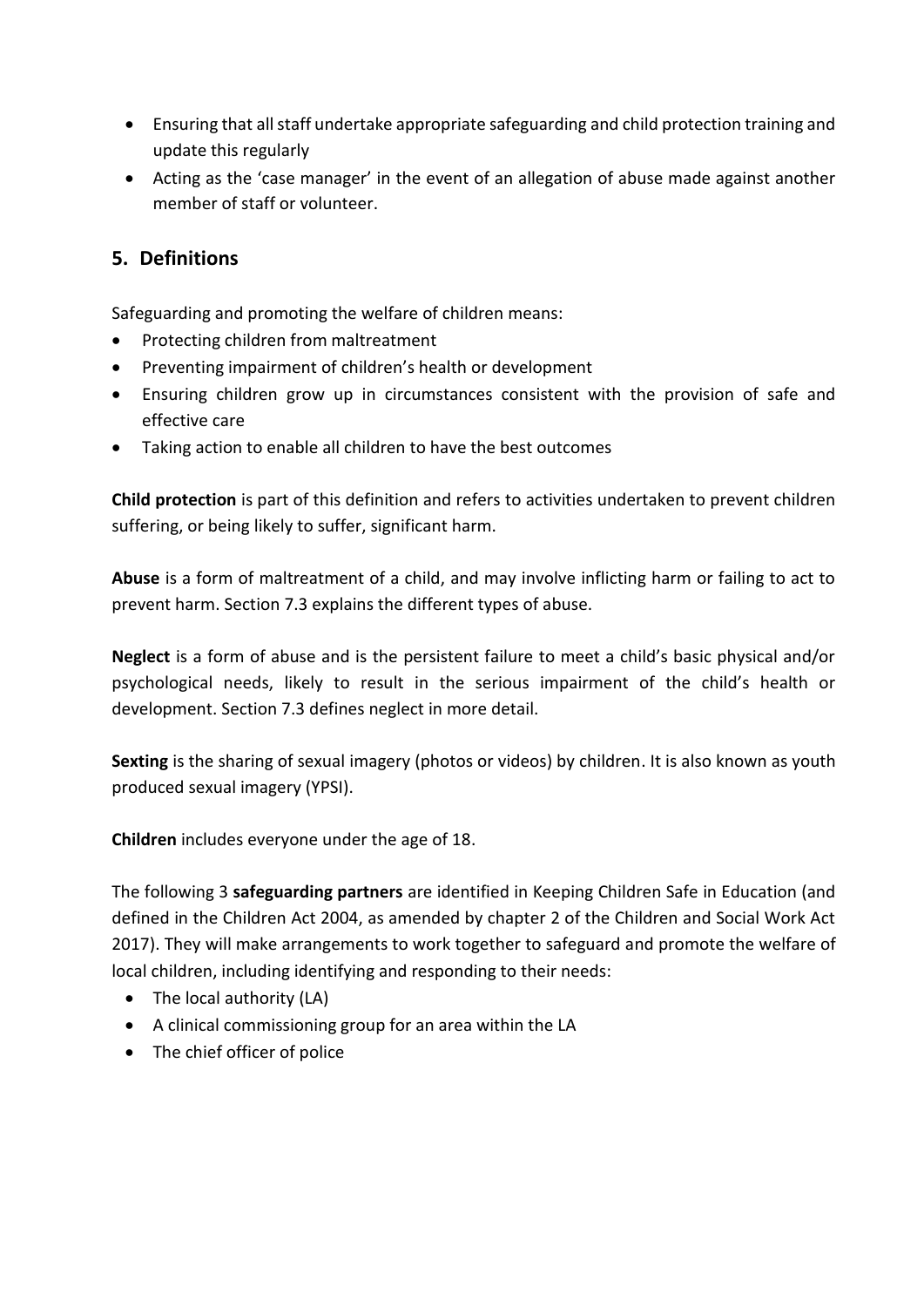- Ensuring that all staff undertake appropriate safeguarding and child protection training and update this regularly
- Acting as the 'case manager' in the event of an allegation of abuse made against another member of staff or volunteer.

## 5. Definitions

Safeguarding and promoting the welfare of children means:

- Protecting children from maltreatment
- Preventing impairment of children's health or development
- Ensuring children grow up in circumstances consistent with the provision of safe and effective care
- Taking action to enable all children to have the best outcomes

**Child protection** is part of this definition and refers to activities undertaken to prevent children suffering, or being likely to suffer, significant harm.

**Abuse** is a form of maltreatment of a child, and may involve inflicting harm or failing to act to prevent harm. Section 7.3 explains the different types of abuse.

**Neglect** is a form of abuse and is the persistent failure to meet a child's basic physical and/or psychological needs, likely to result in the serious impairment of the child's health or development. Section 7.3 defines neglect in more detail.

**Sexting** is the sharing of sexual imagery (photos or videos) by children. It is also known as youth produced sexual imagery (YPSI).

**Children** includes everyone under the age of 18.

The following 3 **safeguarding partners** are identified in Keeping Children Safe in Education (and defined in the Children Act 2004, as amended by chapter 2 of the Children and Social Work Act 2017). They will make arrangements to work together to safeguard and promote the welfare of local children, including identifying and responding to their needs:

- The local authority (LA)
- A clinical commissioning group for an area within the LA
- The chief officer of police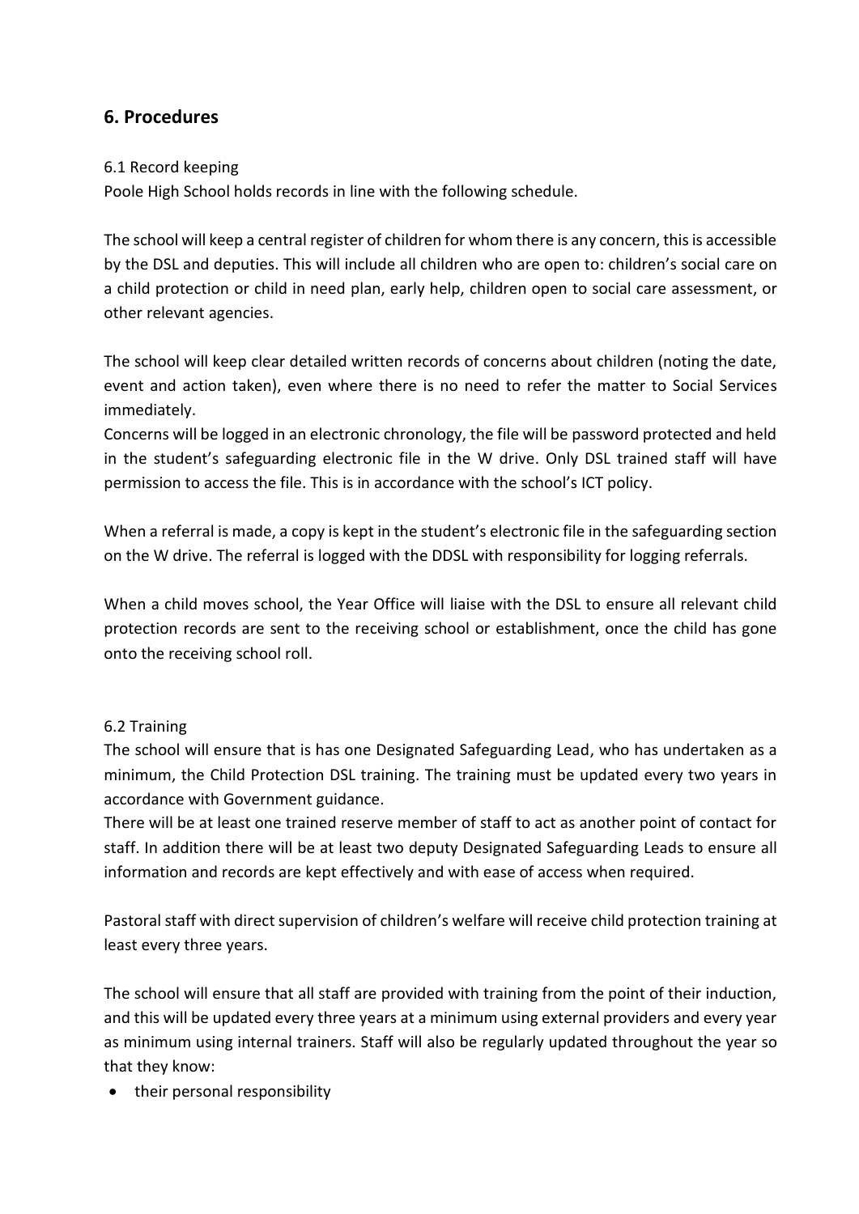## 6. Procedures

6.1 Record keeping

Poole High School holds records in line with the following schedule.

The school will keep a central register of children for whom there is any concern, this is accessible by the DSL and deputies. This will include all children who are open to: children's social care on a child protection or child in need plan, early help, children open to social care assessment, or other relevant agencies.

The school will keep clear detailed written records of concerns about children (noting the date, event and action taken), even where there is no need to refer the matter to Social Services immediately.

Concerns will be logged in an electronic chronology, the file will be password protected and held in the student's safeguarding electronic file in the W drive. Only DSL trained staff will have permission to access the file. This is in accordance with the school's ICT policy.

When a referral is made, a copy is kept in the student's electronic file in the safeguarding section on the W drive. The referral is logged with the DDSL with responsibility for logging referrals.

When a child moves school, the Year Office will liaise with the DSL to ensure all relevant child protection records are sent to the receiving school or establishment, once the child has gone onto the receiving school roll.

6.2 Training

The school will ensure that is has one Designated Safeguarding Lead, who has undertaken as a minimum, the Child Protection DSL training. The training must be updated every two years in accordance with Government guidance.

There will be at least one trained reserve member of staff to act as another point of contact for staff. In addition there will be at least two deputy Designated Safeguarding Leads to ensure all information and records are kept effectively and with ease of access when required.

Pastoral staff with direct supervision of children's welfare will receive child protection training at least every three years.

The school will ensure that all staff are provided with training from the point of their induction, and this will be updated every three years at a minimum using external providers and every year as minimum using internal trainers. Staff will also be regularly updated throughout the year so that they know:

- their personal responsibility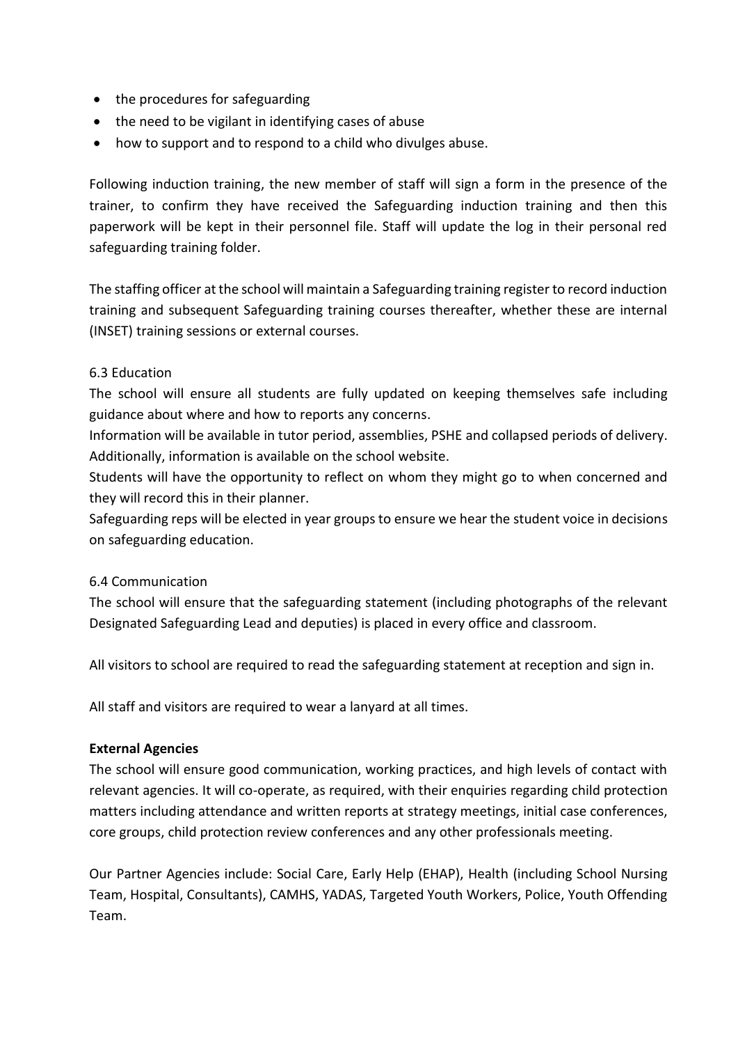- the procedures for safeguarding
- the need to be vigilant in identifying cases of abuse
- how to support and to respond to a child who divulges abuse.

Following induction training, the new member of staff will sign a form in the presence of the trainer, to confirm they have received the Safeguarding induction training and then this paperwork will be kept in their personnel file. Staff will update the log in their personal red safeguarding training folder.

The staffing officer at the school will maintain a Safeguarding training register to record induction training and subsequent Safeguarding training courses thereafter, whether these are internal (INSET) training sessions or external courses.

6.3 Education

The school will ensure all students are fully updated on keeping themselves safe including guidance about where and how to reports any concerns.

Information will be available in tutor period, assemblies, PSHE and collapsed periods of delivery. Additionally, information is available on the school website.

Students will have the opportunity to reflect on whom they might go to when concerned and they will record this in their planner.

Safeguarding reps will be elected in year groups to ensure we hear the student voice in decisions on safeguarding education.

6.4 Communication

The school will ensure that the safeguarding statement (including photographs of the relevant Designated Safeguarding Lead and deputies) is placed in every office and classroom.

All visitors to school are required to read the safeguarding statement at reception and sign in.

All staff and visitors are required to wear a lanyard at all times.

**External Agencies**

The school will ensure good communication, working practices, and high levels of contact with relevant agencies. It will co-operate, as required, with their enquiries regarding child protection matters including attendance and written reports at strategy meetings, initial case conferences, core groups, child protection review conferences and any other professionals meeting.

Our Partner Agencies include: Social Care, Early Help (EHAP), Health (including School Nursing Team, Hospital, Consultants), CAMHS, YADAS, Targeted Youth Workers, Police, Youth Offending Team.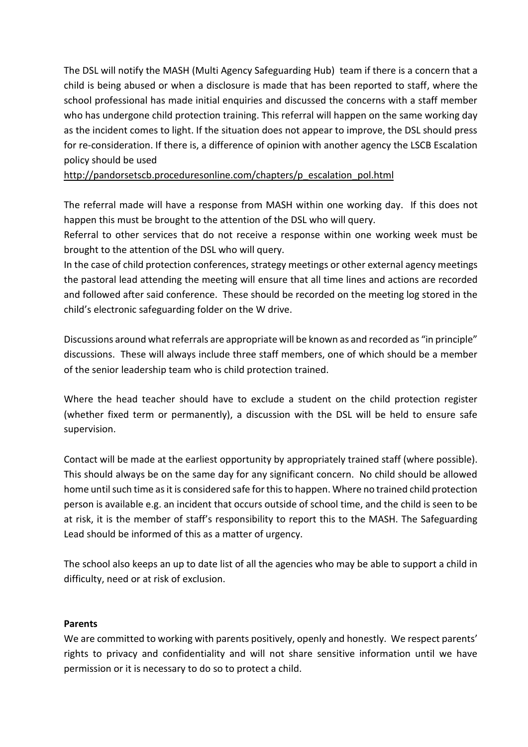The DSL will notify the MASH (Multi Agency Safeguarding Hub) team if there is a concern that a child is being abused or when a disclosure is made that has been reported to staff, where the school professional has made initial enquiries and discussed the concerns with a staff member who has undergone child protection training. This referral will happen on the same working day as the incident comes to light. If the situation does not appear to improve, the DSL should press for re-consideration. If there is, a difference of opinion with another agency the LSCB Escalation policy should be used
http://pandorsetscb.proceduresonline.com/chapters/p_escalation_pol.html

The referral made will have a response from MASH within one working day. If this does not happen this must be brought to the attention of the DSL who will query.
Referral to other services that do not receive a response within one working week must be brought to the attention of the DSL who will query.
In the case of child protection conferences, strategy meetings or other external agency meetings the pastoral lead attending the meeting will ensure that all time lines and actions are recorded and followed after said conference. These should be recorded on the meeting log stored in the child's electronic safeguarding folder on the W drive.

Discussions around what referrals are appropriate will be known as and recorded as "in principle" discussions. These will always include three staff members, one of which should be a member of the senior leadership team who is child protection trained.

Where the head teacher should have to exclude a student on the child protection register (whether fixed term or permanently), a discussion with the DSL will be held to ensure safe supervision.

Contact will be made at the earliest opportunity by appropriately trained staff (where possible). This should always be on the same day for any significant concern. No child should be allowed home until such time as it is considered safe for this to happen. Where no trained child protection person is available e.g. an incident that occurs outside of school time, and the child is seen to be at risk, it is the member of staff's responsibility to report this to the MASH. The Safeguarding Lead should be informed of this as a matter of urgency.

The school also keeps an up to date list of all the agencies who may be able to support a child in difficulty, need or at risk of exclusion.

**Parents**

We are committed to working with parents positively, openly and honestly. We respect parents' rights to privacy and confidentiality and will not share sensitive information until we have permission or it is necessary to do so to protect a child.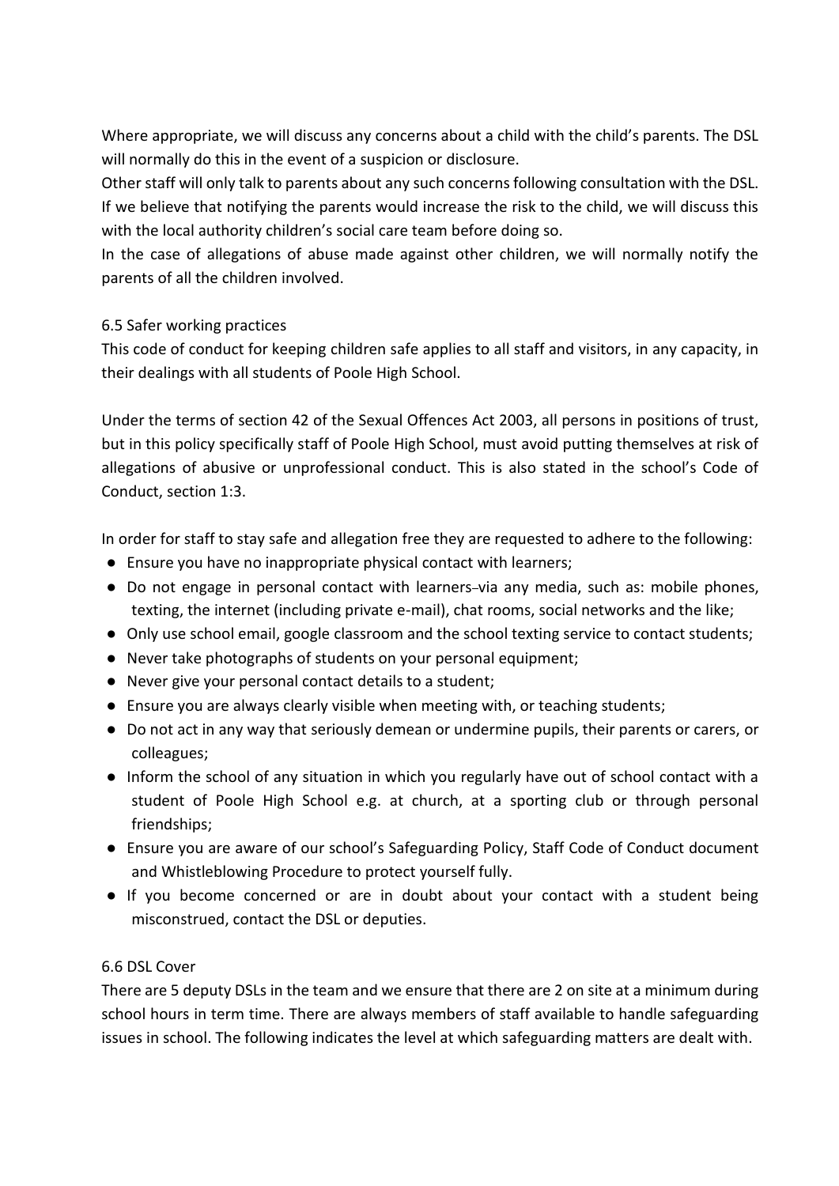Where appropriate, we will discuss any concerns about a child with the child's parents. The DSL will normally do this in the event of a suspicion or disclosure.
Other staff will only talk to parents about any such concerns following consultation with the DSL.
If we believe that notifying the parents would increase the risk to the child, we will discuss this with the local authority children's social care team before doing so.
In the case of allegations of abuse made against other children, we will normally notify the parents of all the children involved.

### 6.5 Safer working practices

This code of conduct for keeping children safe applies to all staff and visitors, in any capacity, in their dealings with all students of Poole High School.

Under the terms of section 42 of the Sexual Offences Act 2003, all persons in positions of trust, but in this policy specifically staff of Poole High School, must avoid putting themselves at risk of allegations of abusive or unprofessional conduct. This is also stated in the school's Code of Conduct, section 1:3.

In order for staff to stay safe and allegation free they are requested to adhere to the following:

- Ensure you have no inappropriate physical contact with learners;
- Do not engage in personal contact with learners via any media, such as: mobile phones, texting, the internet (including private e-mail), chat rooms, social networks and the like;
- Only use school email, google classroom and the school texting service to contact students;
- Never take photographs of students on your personal equipment;
- Never give your personal contact details to a student;
- Ensure you are always clearly visible when meeting with, or teaching students;
- Do not act in any way that seriously demean or undermine pupils, their parents or carers, or colleagues;
- Inform the school of any situation in which you regularly have out of school contact with a student of Poole High School e.g. at church, at a sporting club or through personal friendships;
- Ensure you are aware of our school's Safeguarding Policy, Staff Code of Conduct document and Whistleblowing Procedure to protect yourself fully.
- If you become concerned or are in doubt about your contact with a student being misconstrued, contact the DSL or deputies.

### 6.6 DSL Cover

There are 5 deputy DSLs in the team and we ensure that there are 2 on site at a minimum during school hours in term time. There are always members of staff available to handle safeguarding issues in school. The following indicates the level at which safeguarding matters are dealt with.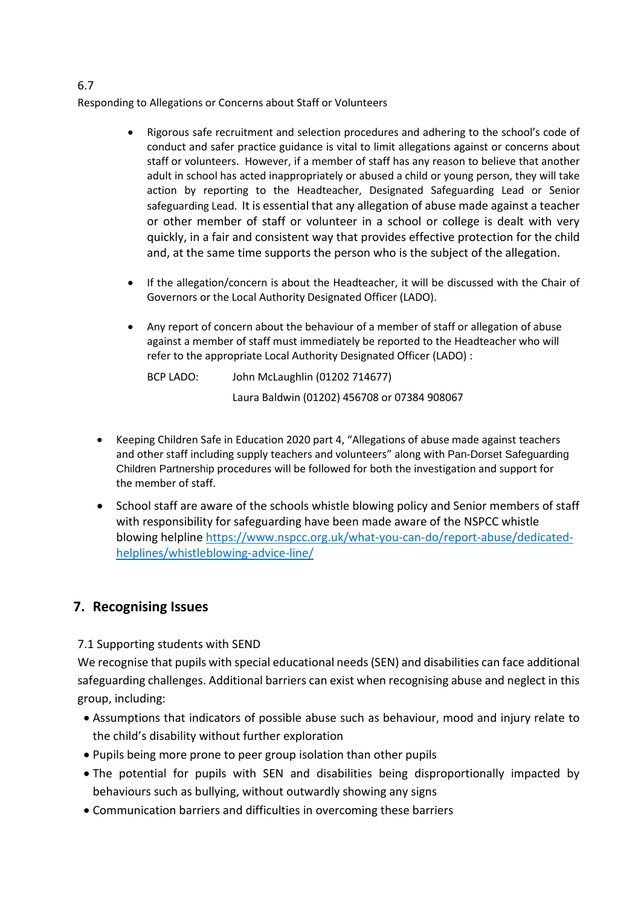6.7

Responding to Allegations or Concerns about Staff or Volunteers

- Rigorous safe recruitment and selection procedures and adhering to the school's code of conduct and safer practice guidance is vital to limit allegations against or concerns about staff or volunteers. However, if a member of staff has any reason to believe that another adult in school has acted inappropriately or abused a child or young person, they will take action by reporting to the Headteacher, Designated Safeguarding Lead or Senior safeguarding Lead. It is essential that any allegation of abuse made against a teacher or other member of staff or volunteer in a school or college is dealt with very quickly, in a fair and consistent way that provides effective protection for the child and, at the same time supports the person who is the subject of the allegation.

- If the allegation/concern is about the Headteacher, it will be discussed with the Chair of Governors or the Local Authority Designated Officer (LADO).

- Any report of concern about the behaviour of a member of staff or allegation of abuse against a member of staff must immediately be reported to the Headteacher who will refer to the appropriate Local Authority Designated Officer (LADO) :

  BCP LADO: John McLaughlin (01202 714677)

  Laura Baldwin (01202) 456708 or 07384 908067

- Keeping Children Safe in Education 2020 part 4, "Allegations of abuse made against teachers and other staff including supply teachers and volunteers" along with Pan-Dorset Safeguarding Children Partnership procedures will be followed for both the investigation and support for the member of staff.

- School staff are aware of the schools whistle blowing policy and Senior members of staff with responsibility for safeguarding have been made aware of the NSPCC whistle blowing helpline https://www.nspcc.org.uk/what-you-can-do/report-abuse/dedicated-helplines/whistleblowing-advice-line/

## 7. Recognising Issues

7.1 Supporting students with SEND

We recognise that pupils with special educational needs (SEN) and disabilities can face additional safeguarding challenges. Additional barriers can exist when recognising abuse and neglect in this group, including:

- Assumptions that indicators of possible abuse such as behaviour, mood and injury relate to the child's disability without further exploration
- Pupils being more prone to peer group isolation than other pupils
- The potential for pupils with SEN and disabilities being disproportionally impacted by behaviours such as bullying, without outwardly showing any signs
- Communication barriers and difficulties in overcoming these barriers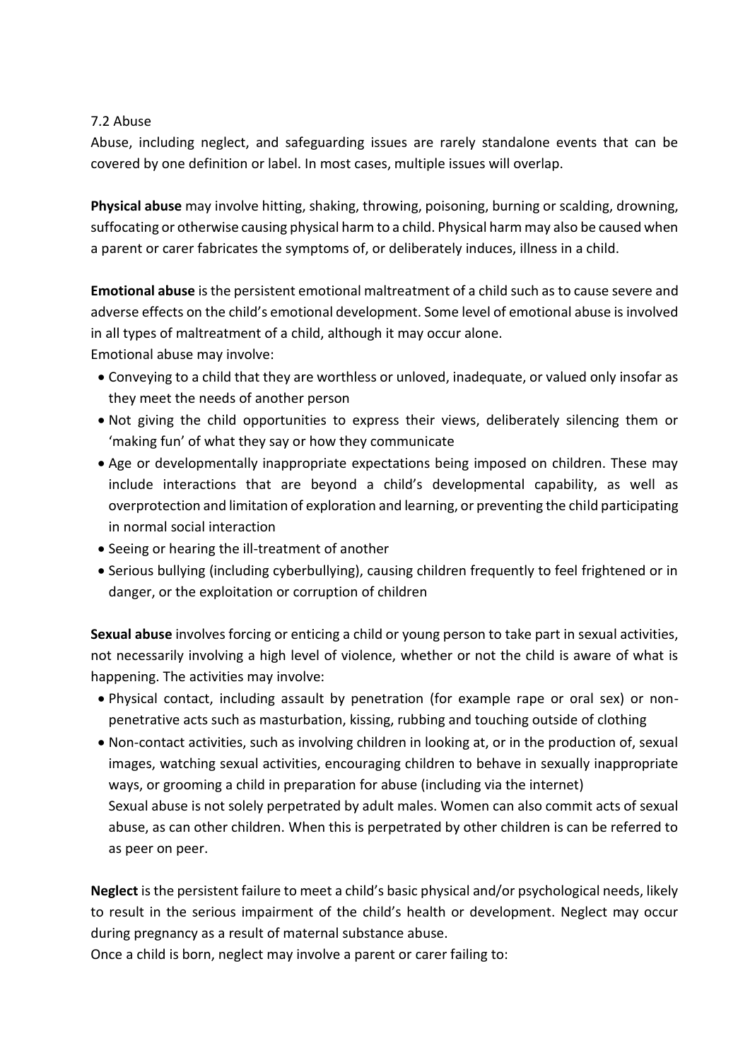## 7.2 Abuse

Abuse, including neglect, and safeguarding issues are rarely standalone events that can be covered by one definition or label. In most cases, multiple issues will overlap.

**Physical abuse** may involve hitting, shaking, throwing, poisoning, burning or scalding, drowning, suffocating or otherwise causing physical harm to a child. Physical harm may also be caused when a parent or carer fabricates the symptoms of, or deliberately induces, illness in a child.

**Emotional abuse** is the persistent emotional maltreatment of a child such as to cause severe and adverse effects on the child's emotional development. Some level of emotional abuse is involved in all types of maltreatment of a child, although it may occur alone.
Emotional abuse may involve:

- Conveying to a child that they are worthless or unloved, inadequate, or valued only insofar as they meet the needs of another person
- Not giving the child opportunities to express their views, deliberately silencing them or 'making fun' of what they say or how they communicate
- Age or developmentally inappropriate expectations being imposed on children. These may include interactions that are beyond a child's developmental capability, as well as overprotection and limitation of exploration and learning, or preventing the child participating in normal social interaction
- Seeing or hearing the ill-treatment of another
- Serious bullying (including cyberbullying), causing children frequently to feel frightened or in danger, or the exploitation or corruption of children

**Sexual abuse** involves forcing or enticing a child or young person to take part in sexual activities, not necessarily involving a high level of violence, whether or not the child is aware of what is happening. The activities may involve:

- Physical contact, including assault by penetration (for example rape or oral sex) or non-penetrative acts such as masturbation, kissing, rubbing and touching outside of clothing
- Non-contact activities, such as involving children in looking at, or in the production of, sexual images, watching sexual activities, encouraging children to behave in sexually inappropriate ways, or grooming a child in preparation for abuse (including via the internet)
  Sexual abuse is not solely perpetrated by adult males. Women can also commit acts of sexual abuse, as can other children. When this is perpetrated by other children is can be referred to as peer on peer.

**Neglect** is the persistent failure to meet a child's basic physical and/or psychological needs, likely to result in the serious impairment of the child's health or development. Neglect may occur during pregnancy as a result of maternal substance abuse.
Once a child is born, neglect may involve a parent or carer failing to: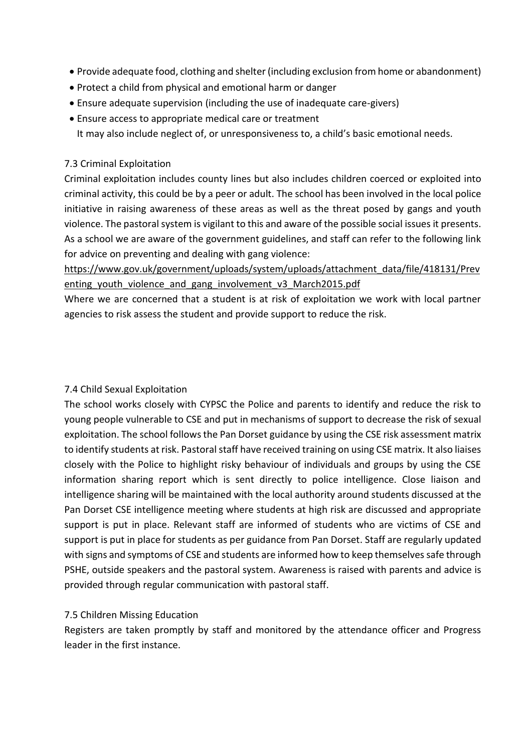- Provide adequate food, clothing and shelter (including exclusion from home or abandonment)
- Protect a child from physical and emotional harm or danger
- Ensure adequate supervision (including the use of inadequate care-givers)
- Ensure access to appropriate medical care or treatment

  It may also include neglect of, or unresponsiveness to, a child's basic emotional needs.

### 7.3 Criminal Exploitation

Criminal exploitation includes county lines but also includes children coerced or exploited into criminal activity, this could be by a peer or adult. The school has been involved in the local police initiative in raising awareness of these areas as well as the threat posed by gangs and youth violence. The pastoral system is vigilant to this and aware of the possible social issues it presents. As a school we are aware of the government guidelines, and staff can refer to the following link for advice on preventing and dealing with gang violence:

https://www.gov.uk/government/uploads/system/uploads/attachment_data/file/418131/Preventing_youth_violence_and_gang_involvement_v3_March2015.pdf

Where we are concerned that a student is at risk of exploitation we work with local partner agencies to risk assess the student and provide support to reduce the risk.

### 7.4 Child Sexual Exploitation

The school works closely with CYPSC the Police and parents to identify and reduce the risk to young people vulnerable to CSE and put in mechanisms of support to decrease the risk of sexual exploitation. The school follows the Pan Dorset guidance by using the CSE risk assessment matrix to identify students at risk. Pastoral staff have received training on using CSE matrix. It also liaises closely with the Police to highlight risky behaviour of individuals and groups by using the CSE information sharing report which is sent directly to police intelligence. Close liaison and intelligence sharing will be maintained with the local authority around students discussed at the Pan Dorset CSE intelligence meeting where students at high risk are discussed and appropriate support is put in place. Relevant staff are informed of students who are victims of CSE and support is put in place for students as per guidance from Pan Dorset. Staff are regularly updated with signs and symptoms of CSE and students are informed how to keep themselves safe through PSHE, outside speakers and the pastoral system. Awareness is raised with parents and advice is provided through regular communication with pastoral staff.

### 7.5 Children Missing Education

Registers are taken promptly by staff and monitored by the attendance officer and Progress leader in the first instance.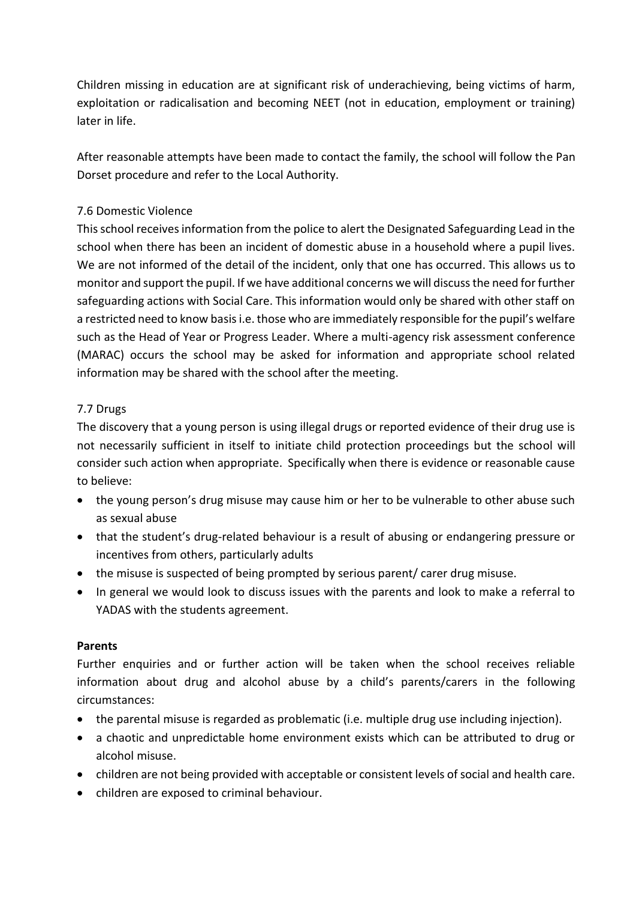Children missing in education are at significant risk of underachieving, being victims of harm, exploitation or radicalisation and becoming NEET (not in education, employment or training) later in life.

After reasonable attempts have been made to contact the family, the school will follow the Pan Dorset procedure and refer to the Local Authority.

### 7.6 Domestic Violence

This school receives information from the police to alert the Designated Safeguarding Lead in the school when there has been an incident of domestic abuse in a household where a pupil lives. We are not informed of the detail of the incident, only that one has occurred. This allows us to monitor and support the pupil. If we have additional concerns we will discuss the need for further safeguarding actions with Social Care. This information would only be shared with other staff on a restricted need to know basis i.e. those who are immediately responsible for the pupil's welfare such as the Head of Year or Progress Leader. Where a multi-agency risk assessment conference (MARAC) occurs the school may be asked for information and appropriate school related information may be shared with the school after the meeting.

### 7.7 Drugs

The discovery that a young person is using illegal drugs or reported evidence of their drug use is not necessarily sufficient in itself to initiate child protection proceedings but the school will consider such action when appropriate. Specifically when there is evidence or reasonable cause to believe:

- the young person's drug misuse may cause him or her to be vulnerable to other abuse such as sexual abuse
- that the student's drug-related behaviour is a result of abusing or endangering pressure or incentives from others, particularly adults
- the misuse is suspected of being prompted by serious parent/ carer drug misuse.
- In general we would look to discuss issues with the parents and look to make a referral to YADAS with the students agreement.

**Parents**

Further enquiries and or further action will be taken when the school receives reliable information about drug and alcohol abuse by a child's parents/carers in the following circumstances:

- the parental misuse is regarded as problematic (i.e. multiple drug use including injection).
- a chaotic and unpredictable home environment exists which can be attributed to drug or alcohol misuse.
- children are not being provided with acceptable or consistent levels of social and health care.
- children are exposed to criminal behaviour.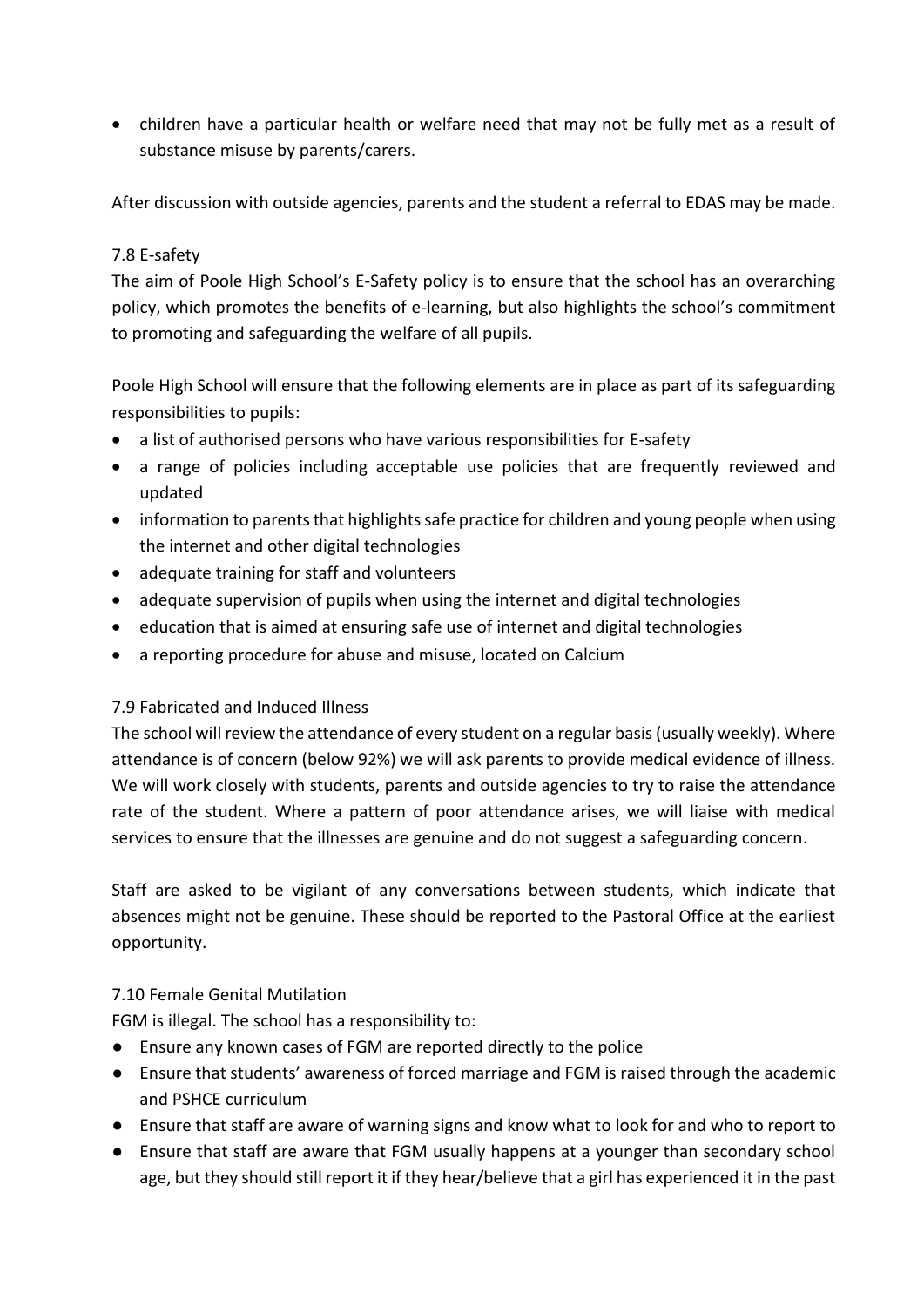- children have a particular health or welfare need that may not be fully met as a result of substance misuse by parents/carers.

After discussion with outside agencies, parents and the student a referral to EDAS may be made.

### 7.8 E-safety

The aim of Poole High School's E-Safety policy is to ensure that the school has an overarching policy, which promotes the benefits of e-learning, but also highlights the school's commitment to promoting and safeguarding the welfare of all pupils.

Poole High School will ensure that the following elements are in place as part of its safeguarding responsibilities to pupils:

- a list of authorised persons who have various responsibilities for E-safety
- a range of policies including acceptable use policies that are frequently reviewed and updated
- information to parents that highlights safe practice for children and young people when using the internet and other digital technologies
- adequate training for staff and volunteers
- adequate supervision of pupils when using the internet and digital technologies
- education that is aimed at ensuring safe use of internet and digital technologies
- a reporting procedure for abuse and misuse, located on Calcium

### 7.9 Fabricated and Induced Illness

The school will review the attendance of every student on a regular basis (usually weekly). Where attendance is of concern (below 92%) we will ask parents to provide medical evidence of illness. We will work closely with students, parents and outside agencies to try to raise the attendance rate of the student. Where a pattern of poor attendance arises, we will liaise with medical services to ensure that the illnesses are genuine and do not suggest a safeguarding concern.

Staff are asked to be vigilant of any conversations between students, which indicate that absences might not be genuine. These should be reported to the Pastoral Office at the earliest opportunity.

### 7.10 Female Genital Mutilation

FGM is illegal. The school has a responsibility to:

- Ensure any known cases of FGM are reported directly to the police
- Ensure that students' awareness of forced marriage and FGM is raised through the academic and PSHCE curriculum
- Ensure that staff are aware of warning signs and know what to look for and who to report to
- Ensure that staff are aware that FGM usually happens at a younger than secondary school age, but they should still report it if they hear/believe that a girl has experienced it in the past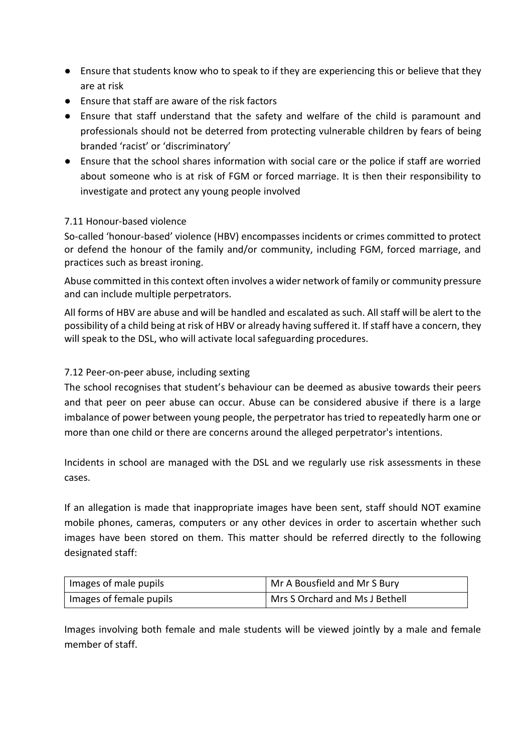- Ensure that students know who to speak to if they are experiencing this or believe that they are at risk
- Ensure that staff are aware of the risk factors
- Ensure that staff understand that the safety and welfare of the child is paramount and professionals should not be deterred from protecting vulnerable children by fears of being branded 'racist' or 'discriminatory'
- Ensure that the school shares information with social care or the police if staff are worried about someone who is at risk of FGM or forced marriage. It is then their responsibility to investigate and protect any young people involved

### 7.11 Honour-based violence

So-called 'honour-based' violence (HBV) encompasses incidents or crimes committed to protect or defend the honour of the family and/or community, including FGM, forced marriage, and practices such as breast ironing.

Abuse committed in this context often involves a wider network of family or community pressure and can include multiple perpetrators.

All forms of HBV are abuse and will be handled and escalated as such. All staff will be alert to the possibility of a child being at risk of HBV or already having suffered it. If staff have a concern, they will speak to the DSL, who will activate local safeguarding procedures.

### 7.12 Peer-on-peer abuse, including sexting

The school recognises that student's behaviour can be deemed as abusive towards their peers and that peer on peer abuse can occur. Abuse can be considered abusive if there is a large imbalance of power between young people, the perpetrator has tried to repeatedly harm one or more than one child or there are concerns around the alleged perpetrator's intentions.

Incidents in school are managed with the DSL and we regularly use risk assessments in these cases.

If an allegation is made that inappropriate images have been sent, staff should NOT examine mobile phones, cameras, computers or any other devices in order to ascertain whether such images have been stored on them. This matter should be referred directly to the following designated staff:

| Images of male pupils | Mr A Bousfield and Mr S Bury |
|---|---|
| Images of female pupils | Mrs S Orchard and Ms J Bethell |

Images involving both female and male students will be viewed jointly by a male and female member of staff.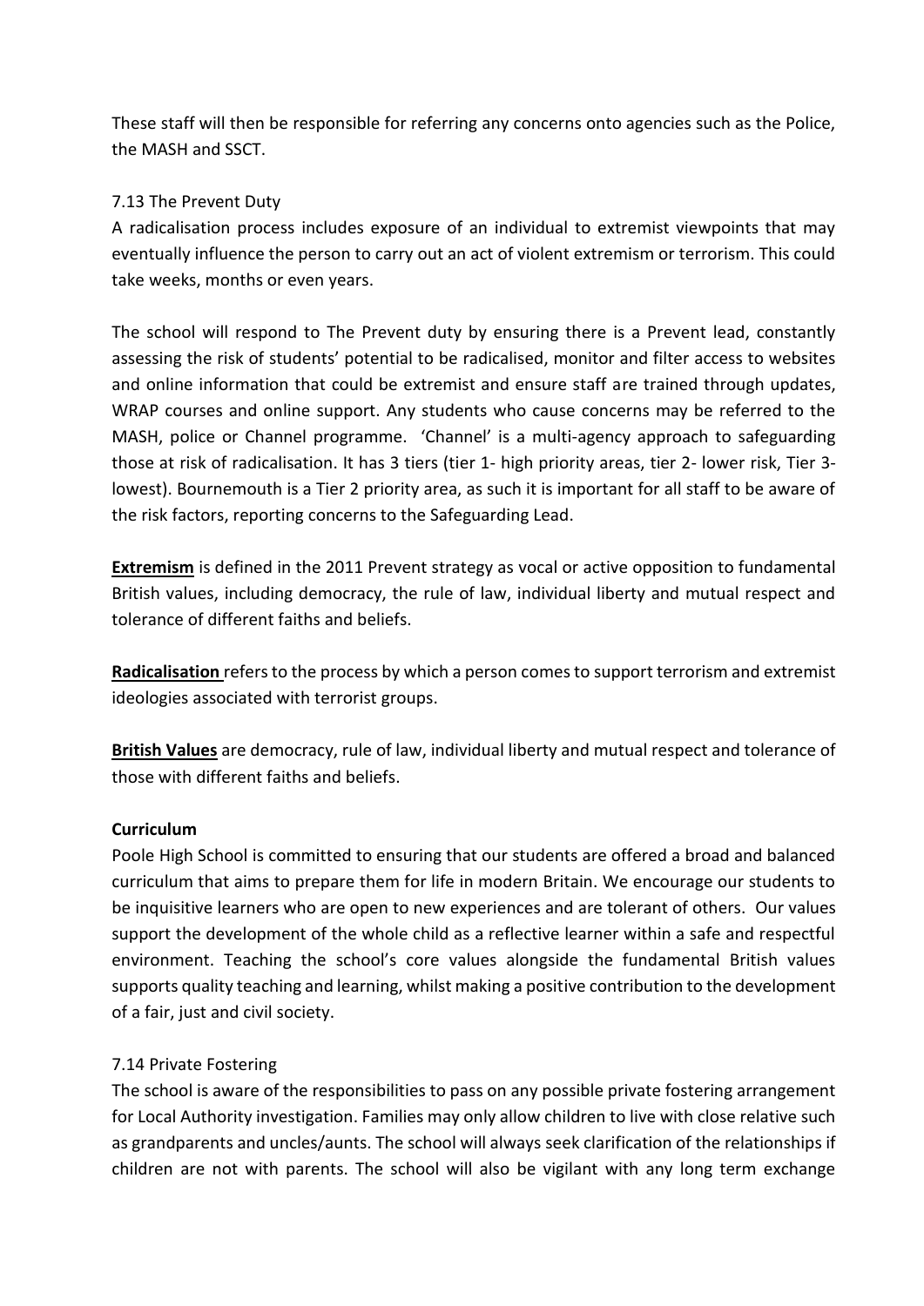These staff will then be responsible for referring any concerns onto agencies such as the Police, the MASH and SSCT.

7.13 The Prevent Duty

A radicalisation process includes exposure of an individual to extremist viewpoints that may eventually influence the person to carry out an act of violent extremism or terrorism. This could take weeks, months or even years.

The school will respond to The Prevent duty by ensuring there is a Prevent lead, constantly assessing the risk of students' potential to be radicalised, monitor and filter access to websites and online information that could be extremist and ensure staff are trained through updates, WRAP courses and online support. Any students who cause concerns may be referred to the MASH, police or Channel programme. 'Channel' is a multi-agency approach to safeguarding those at risk of radicalisation. It has 3 tiers (tier 1- high priority areas, tier 2- lower risk, Tier 3- lowest). Bournemouth is a Tier 2 priority area, as such it is important for all staff to be aware of the risk factors, reporting concerns to the Safeguarding Lead.

**Extremism** is defined in the 2011 Prevent strategy as vocal or active opposition to fundamental British values, including democracy, the rule of law, individual liberty and mutual respect and tolerance of different faiths and beliefs.

**Radicalisation** refers to the process by which a person comes to support terrorism and extremist ideologies associated with terrorist groups.

**British Values** are democracy, rule of law, individual liberty and mutual respect and tolerance of those with different faiths and beliefs.

**Curriculum**

Poole High School is committed to ensuring that our students are offered a broad and balanced curriculum that aims to prepare them for life in modern Britain. We encourage our students to be inquisitive learners who are open to new experiences and are tolerant of others. Our values support the development of the whole child as a reflective learner within a safe and respectful environment. Teaching the school's core values alongside the fundamental British values supports quality teaching and learning, whilst making a positive contribution to the development of a fair, just and civil society.

7.14 Private Fostering

The school is aware of the responsibilities to pass on any possible private fostering arrangement for Local Authority investigation. Families may only allow children to live with close relative such as grandparents and uncles/aunts. The school will always seek clarification of the relationships if children are not with parents. The school will also be vigilant with any long term exchange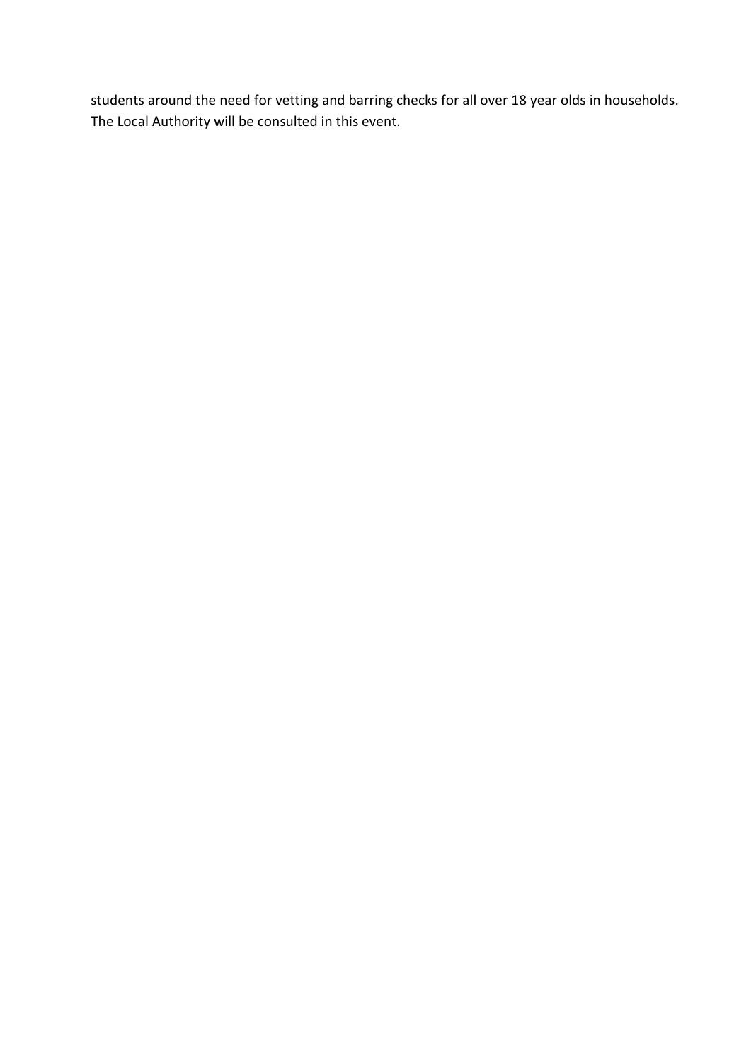students around the need for vetting and barring checks for all over 18 year olds in households. The Local Authority will be consulted in this event.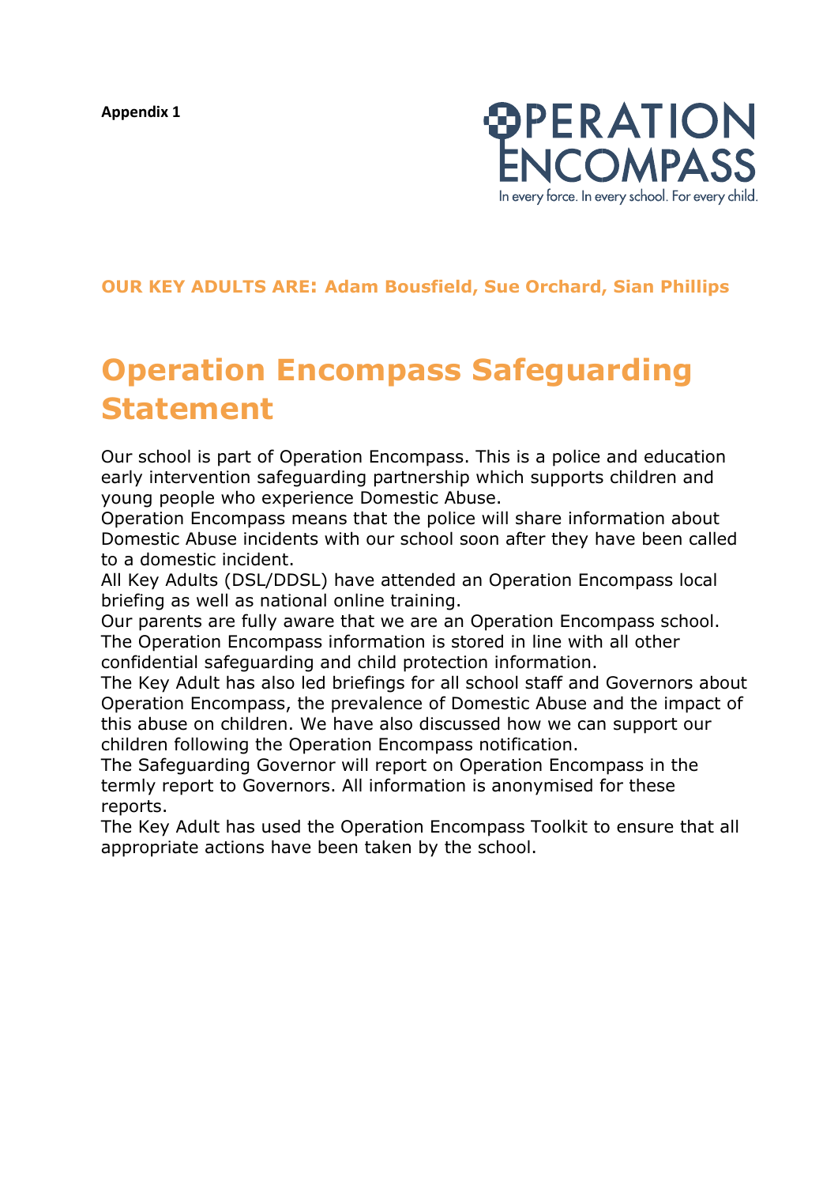**Appendix 1**

OPERATION ENCOMPASS
In every force. In every school. For every child.

**OUR KEY ADULTS ARE: Adam Bousfield, Sue Orchard, Sian Phillips**

# Operation Encompass Safeguarding Statement

Our school is part of Operation Encompass. This is a police and education early intervention safeguarding partnership which supports children and young people who experience Domestic Abuse.

Operation Encompass means that the police will share information about Domestic Abuse incidents with our school soon after they have been called to a domestic incident.

All Key Adults (DSL/DDSL) have attended an Operation Encompass local briefing as well as national online training.

Our parents are fully aware that we are an Operation Encompass school.

The Operation Encompass information is stored in line with all other confidential safeguarding and child protection information.

The Key Adult has also led briefings for all school staff and Governors about Operation Encompass, the prevalence of Domestic Abuse and the impact of this abuse on children. We have also discussed how we can support our children following the Operation Encompass notification.

The Safeguarding Governor will report on Operation Encompass in the termly report to Governors. All information is anonymised for these reports.

The Key Adult has used the Operation Encompass Toolkit to ensure that all appropriate actions have been taken by the school.